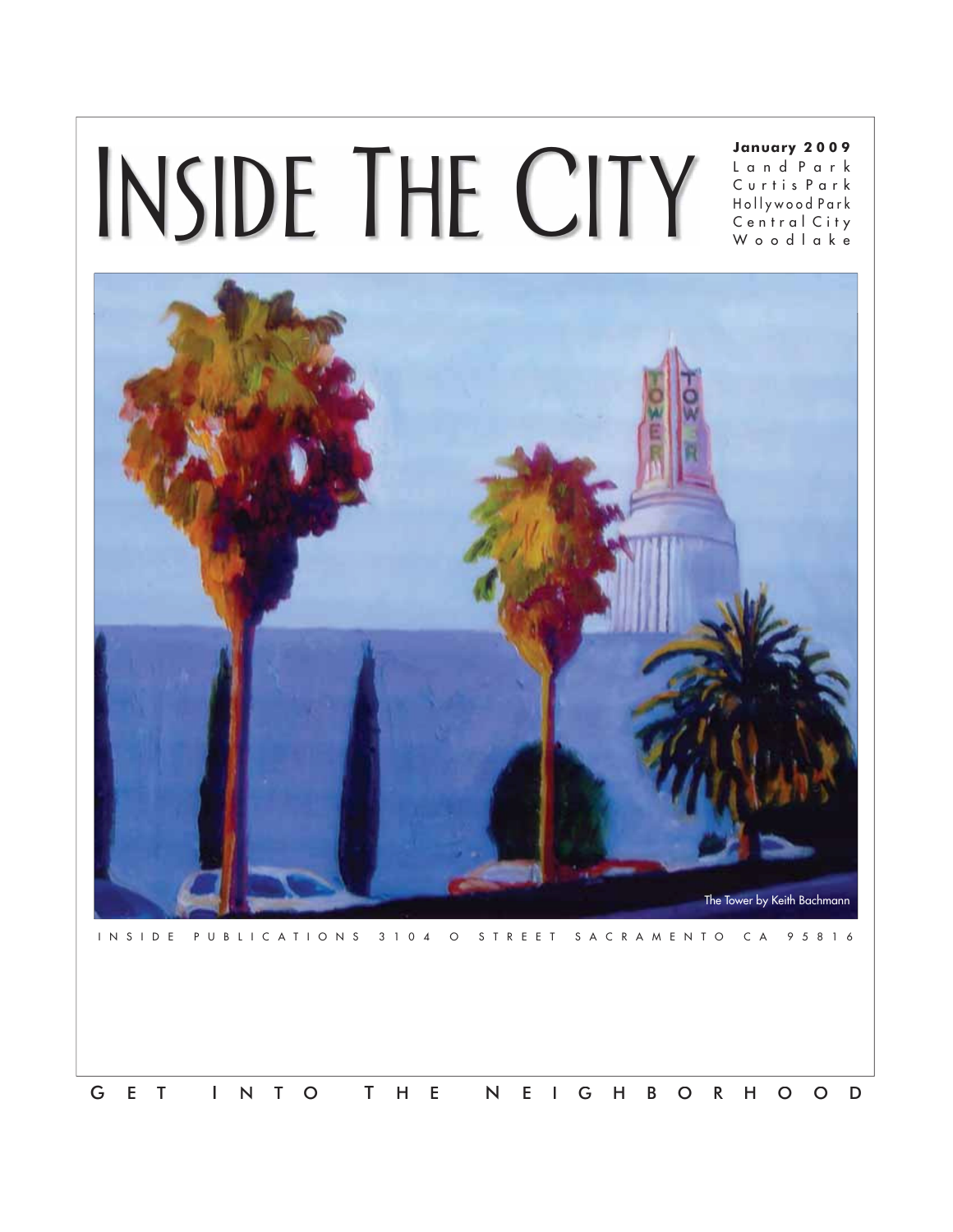# INSIDE THE CITY

**January 2009**
Land Park
Curtis Park
Hollywood Park
Central City
Woodlake

The Tower by Keith Bachmann

INSIDE PUBLICATIONS 3104 O STREET SACRAMENTO CA 95816

GET INTO THE NEIGHBORHOOD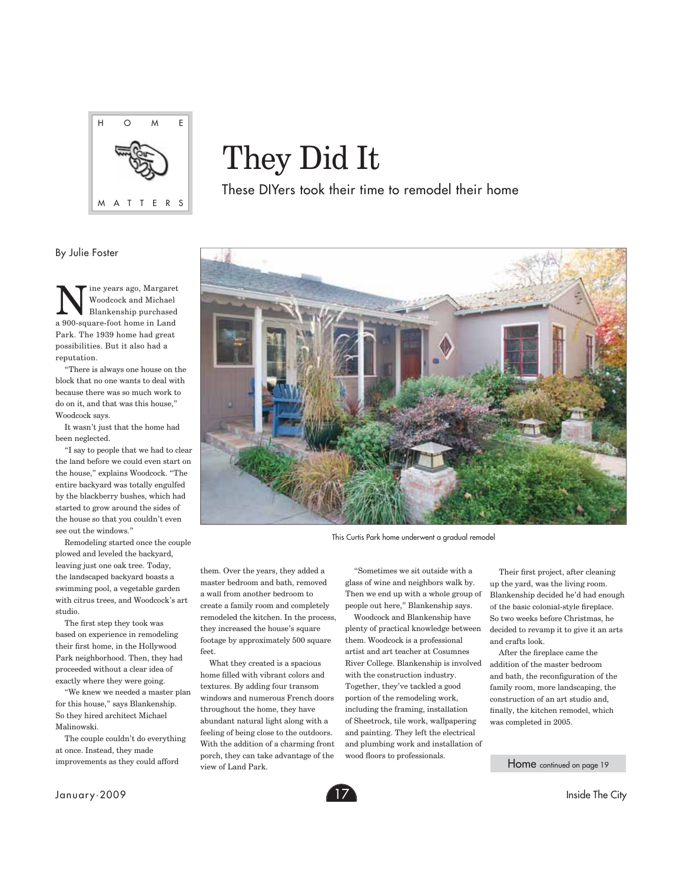HOME MATTERS

# They Did It

## These DIYers took their time to remodel their home

By Julie Foster

Nine years ago, Margaret Woodcock and Michael Blankenship purchased a 900-square-foot home in Land Park. The 1939 home had great possibilities. But it also had a reputation.

"There is always one house on the block that no one wants to deal with because there was so much work to do on it, and that was this house," Woodcock says.

It wasn't just that the home had been neglected.

"I say to people that we had to clear the land before we could even start on the house," explains Woodcock. "The entire backyard was totally engulfed by the blackberry bushes, which had started to grow around the sides of the house so that you couldn't even see out the windows."

Remodeling started once the couple plowed and leveled the backyard, leaving just one oak tree. Today, the landscaped backyard boasts a swimming pool, a vegetable garden with citrus trees, and Woodcock's art studio.

The first step they took was based on experience in remodeling their first home, in the Hollywood Park neighborhood. Then, they had proceeded without a clear idea of exactly where they were going.

"We knew we needed a master plan for this house," says Blankenship. So they hired architect Michael Malinowski.

The couple couldn't do everything at once. Instead, they made improvements as they could afford them. Over the years, they added a master bedroom and bath, removed a wall from another bedroom to create a family room and completely remodeled the kitchen. In the process, they increased the house's square footage by approximately 500 square feet.

This Curtis Park home underwent a gradual remodel

What they created is a spacious home filled with vibrant colors and textures. By adding four transom windows and numerous French doors throughout the home, they have abundant natural light along with a feeling of being close to the outdoors. With the addition of a charming front porch, they can take advantage of the view of Land Park.

"Sometimes we sit outside with a glass of wine and neighbors walk by. Then we end up with a whole group of people out here," Blankenship says.

Woodcock and Blankenship have plenty of practical knowledge between them. Woodcock is a professional artist and art teacher at Cosumnes River College. Blankenship is involved with the construction industry. Together, they've tackled a good portion of the remodeling work, including the framing, installation of Sheetrock, tile work, wallpapering and painting. They left the electrical and plumbing work and installation of wood floors to professionals.

Their first project, after cleaning up the yard, was the living room. Blankenship decided he'd had enough of the basic colonial-style fireplace. So two weeks before Christmas, he decided to revamp it to give it an arts and crafts look.

After the fireplace came the addition of the master bedroom and bath, the reconfiguration of the family room, more landscaping, the construction of an art studio and, finally, the kitchen remodel, which was completed in 2005.

Home continued on page 19